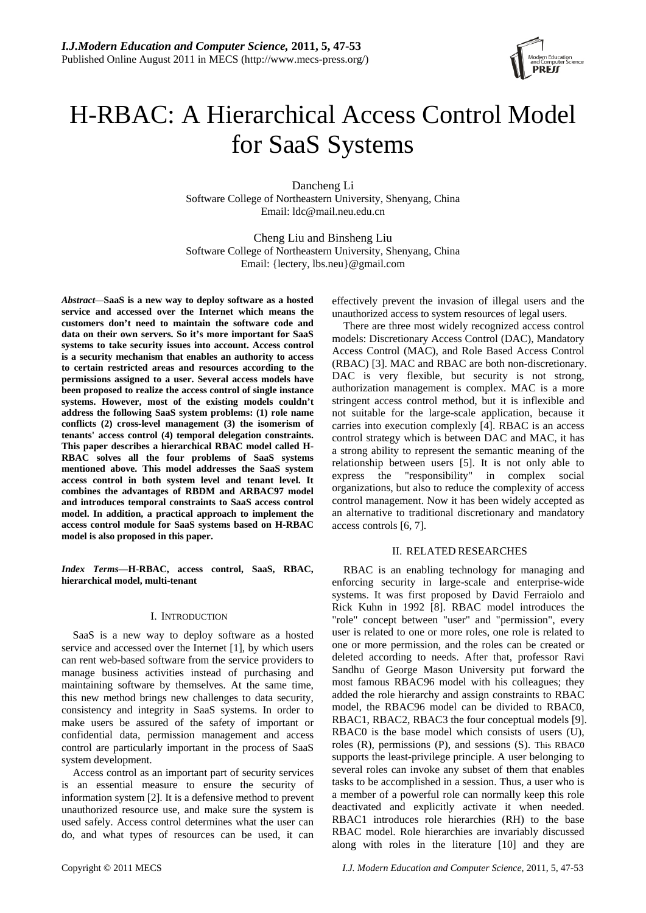# H-RBAC: A Hierarchical Access Control Model for SaaS Systems

Dancheng Li
Software College of Northeastern University, Shenyang, China
Email: ldc@mail.neu.edu.cn

Cheng Liu and Binsheng Liu
Software College of Northeastern University, Shenyang, China
Email: {lectery, lbs.neu}@gmail.com

***Abstract*—SaaS is a new way to deploy software as a hosted service and accessed over the Internet which means the customers don't need to maintain the software code and data on their own servers. So it's more important for SaaS systems to take security issues into account. Access control is a security mechanism that enables an authority to access to certain restricted areas and resources according to the permissions assigned to a user. Several access models have been proposed to realize the access control of single instance systems. However, most of the existing models couldn't address the following SaaS system problems: (1) role name conflicts (2) cross-level management (3) the isomerism of tenants' access control (4) temporal delegation constraints. This paper describes a hierarchical RBAC model called H-RBAC solves all the four problems of SaaS systems mentioned above. This model addresses the SaaS system access control in both system level and tenant level. It combines the advantages of RBDM and ARBAC97 model and introduces temporal constraints to SaaS access control model. In addition, a practical approach to implement the access control module for SaaS systems based on H-RBAC model is also proposed in this paper.**

***Index Terms*—H-RBAC, access control, SaaS, RBAC, hierarchical model, multi-tenant**

## I. Introduction

SaaS is a new way to deploy software as a hosted service and accessed over the Internet [1], by which users can rent web-based software from the service providers to manage business activities instead of purchasing and maintaining software by themselves. At the same time, this new method brings new challenges to data security, consistency and integrity in SaaS systems. In order to make users be assured of the safety of important or confidential data, permission management and access control are particularly important in the process of SaaS system development.

Access control as an important part of security services is an essential measure to ensure the security of information system [2]. It is a defensive method to prevent unauthorized resource use, and make sure the system is used safely. Access control determines what the user can do, and what types of resources can be used, it can effectively prevent the invasion of illegal users and the unauthorized access to system resources of legal users.

There are three most widely recognized access control models: Discretionary Access Control (DAC), Mandatory Access Control (MAC), and Role Based Access Control (RBAC) [3]. MAC and RBAC are both non-discretionary. DAC is very flexible, but security is not strong, authorization management is complex. MAC is a more stringent access control method, but it is inflexible and not suitable for the large-scale application, because it carries into execution complexly [4]. RBAC is an access control strategy which is between DAC and MAC, it has a strong ability to represent the semantic meaning of the relationship between users [5]. It is not only able to express the "responsibility" in complex social organizations, but also to reduce the complexity of access control management. Now it has been widely accepted as an alternative to traditional discretionary and mandatory access controls [6, 7].

## II. Related Researches

RBAC is an enabling technology for managing and enforcing security in large-scale and enterprise-wide systems. It was first proposed by David Ferraiolo and Rick Kuhn in 1992 [8]. RBAC model introduces the "role" concept between "user" and "permission", every user is related to one or more roles, one role is related to one or more permission, and the roles can be created or deleted according to needs. After that, professor Ravi Sandhu of George Mason University put forward the most famous RBAC96 model with his colleagues; they added the role hierarchy and assign constraints to RBAC model, the RBAC96 model can be divided to RBAC0, RBAC1, RBAC2, RBAC3 the four conceptual models [9]. RBAC0 is the base model which consists of users (U), roles (R), permissions (P), and sessions (S). This RBAC0 supports the least-privilege principle. A user belonging to several roles can invoke any subset of them that enables tasks to be accomplished in a session. Thus, a user who is a member of a powerful role can normally keep this role deactivated and explicitly activate it when needed. RBAC1 introduces role hierarchies (RH) to the base RBAC model. Role hierarchies are invariably discussed along with roles in the literature [10] and they are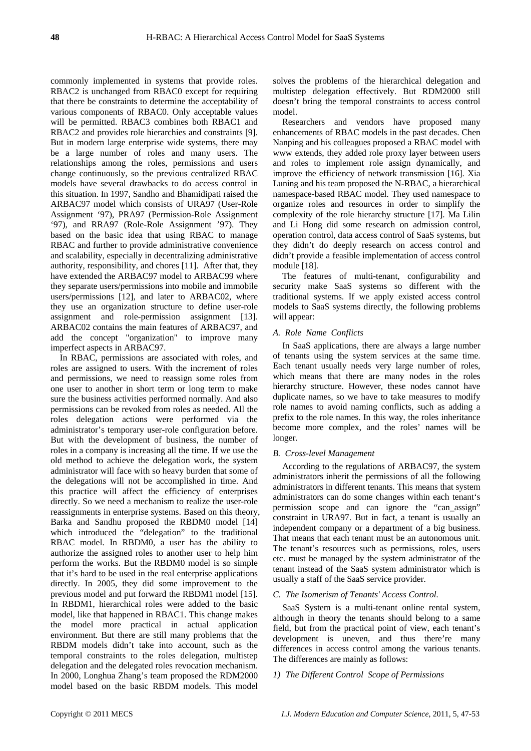commonly implemented in systems that provide roles. RBAC2 is unchanged from RBAC0 except for requiring that there be constraints to determine the acceptability of various components of RBAC0. Only acceptable values will be permitted. RBAC3 combines both RBAC1 and RBAC2 and provides role hierarchies and constraints [9]. But in modern large enterprise wide systems, there may be a large number of roles and many users. The relationships among the roles, permissions and users change continuously, so the previous centralized RBAC models have several drawbacks to do access control in this situation. In 1997, Sandho and Bhamidipati raised the ARBAC97 model which consists of URA97 (User-Role Assignment '97), PRA97 (Permission-Role Assignment '97), and RRA97 (Role-Role Assignment '97). They based on the basic idea that using RBAC to manage RBAC and further to provide administrative convenience and scalability, especially in decentralizing administrative authority, responsibility, and chores [11]. After that, they have extended the ARBAC97 model to ARBAC99 where they separate users/permissions into mobile and immobile users/permissions [12], and later to ARBAC02, where they use an organization structure to define user-role assignment and role-permission assignment [13]. ARBAC02 contains the main features of ARBAC97, and add the concept "organization" to improve many imperfect aspects in ARBAC97.

In RBAC, permissions are associated with roles, and roles are assigned to users. With the increment of roles and permissions, we need to reassign some roles from one user to another in short term or long term to make sure the business activities performed normally. And also permissions can be revoked from roles as needed. All the roles delegation actions were performed via the administrator's temporary user-role configuration before. But with the development of business, the number of roles in a company is increasing all the time. If we use the old method to achieve the delegation work, the system administrator will face with so heavy burden that some of the delegations will not be accomplished in time. And this practice will affect the efficiency of enterprises directly. So we need a mechanism to realize the user-role reassignments in enterprise systems. Based on this theory, Barka and Sandhu proposed the RBDM0 model [14] which introduced the "delegation" to the traditional RBAC model. In RBDM0, a user has the ability to authorize the assigned roles to another user to help him perform the works. But the RBDM0 model is so simple that it's hard to be used in the real enterprise applications directly. In 2005, they did some improvement to the previous model and put forward the RBDM1 model [15]. In RBDM1, hierarchical roles were added to the basic model, like that happened in RBAC1. This change makes the model more practical in actual application environment. But there are still many problems that the RBDM models didn't take into account, such as the temporal constraints to the roles delegation, multistep delegation and the delegated roles revocation mechanism. In 2000, Longhua Zhang's team proposed the RDM2000 model based on the basic RBDM models. This model solves the problems of the hierarchical delegation and multistep delegation effectively. But RDM2000 still doesn't bring the temporal constraints to access control model.

Researchers and vendors have proposed many enhancements of RBAC models in the past decades. Chen Nanping and his colleagues proposed a RBAC model with www extends, they added role proxy layer between users and roles to implement role assign dynamically, and improve the efficiency of network transmission [16]. Xia Luning and his team proposed the N-RBAC, a hierarchical namespace-based RBAC model. They used namespace to organize roles and resources in order to simplify the complexity of the role hierarchy structure [17]. Ma Lilin and Li Hong did some research on admission control, operation control, data access control of SaaS systems, but they didn't do deeply research on access control and didn't provide a feasible implementation of access control module [18].

The features of multi-tenant, configurability and security make SaaS systems so different with the traditional systems. If we apply existed access control models to SaaS systems directly, the following problems will appear:

### *A. Role Name Conflicts*

In SaaS applications, there are always a large number of tenants using the system services at the same time. Each tenant usually needs very large number of roles, which means that there are many nodes in the roles hierarchy structure. However, these nodes cannot have duplicate names, so we have to take measures to modify role names to avoid naming conflicts, such as adding a prefix to the role names. In this way, the roles inheritance become more complex, and the roles' names will be longer.

### *B. Cross-level Management*

According to the regulations of ARBAC97, the system administrators inherit the permissions of all the following administrators in different tenants. This means that system administrators can do some changes within each tenant's permission scope and can ignore the "can_assign" constraint in URA97. But in fact, a tenant is usually an independent company or a department of a big business. That means that each tenant must be an autonomous unit. The tenant's resources such as permissions, roles, users etc. must be managed by the system administrator of the tenant instead of the SaaS system administrator which is usually a staff of the SaaS service provider.

### *C. The Isomerism of Tenants' Access Control.*

SaaS System is a multi-tenant online rental system, although in theory the tenants should belong to a same field, but from the practical point of view, each tenant's development is uneven, and thus there're many differences in access control among the various tenants. The differences are mainly as follows:

#### *1) The Different Control Scope of Permissions*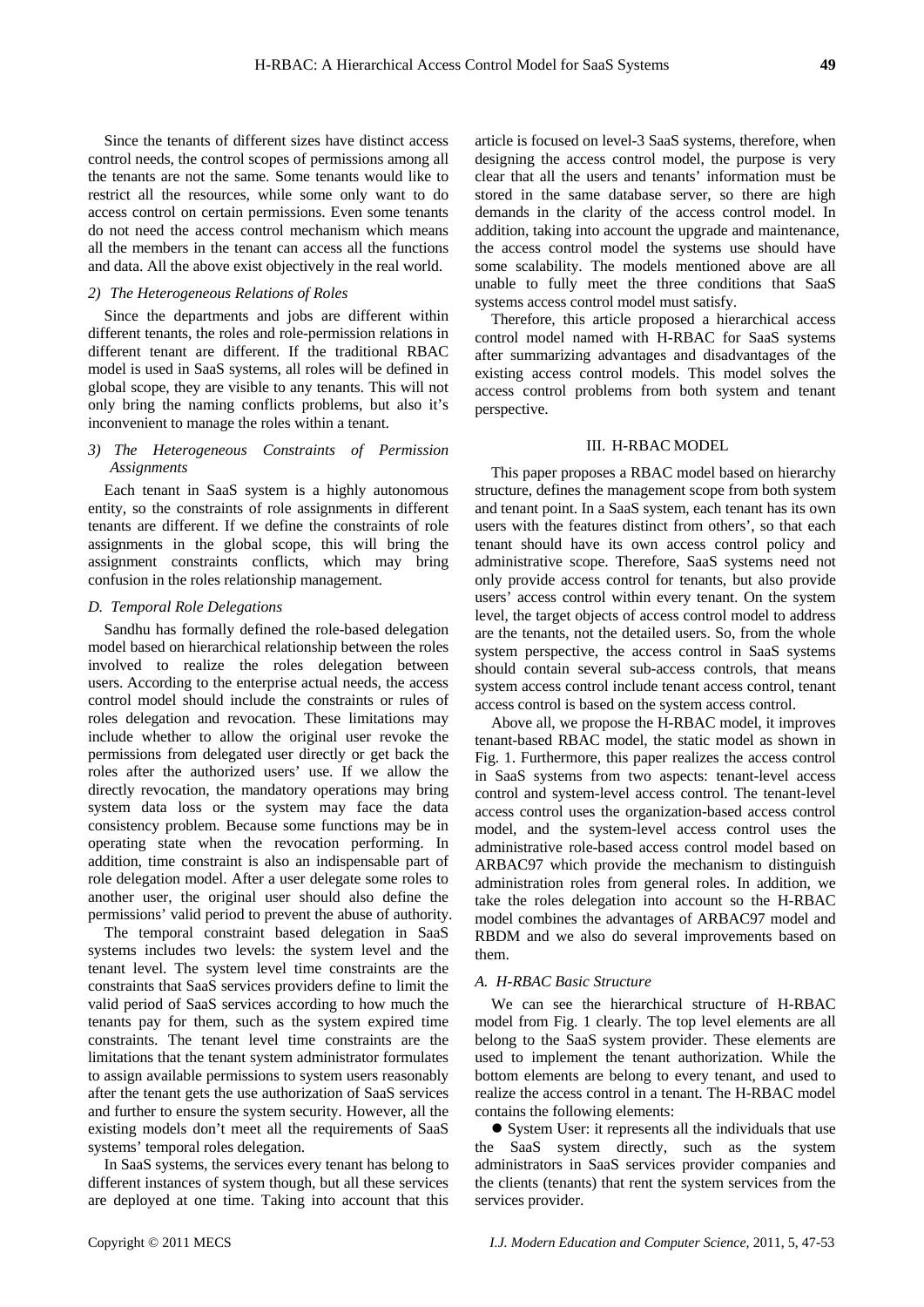Since the tenants of different sizes have distinct access control needs, the control scopes of permissions among all the tenants are not the same. Some tenants would like to restrict all the resources, while some only want to do access control on certain permissions. Even some tenants do not need the access control mechanism which means all the members in the tenant can access all the functions and data. All the above exist objectively in the real world.

*2) The Heterogeneous Relations of Roles*

Since the departments and jobs are different within different tenants, the roles and role-permission relations in different tenant are different. If the traditional RBAC model is used in SaaS systems, all roles will be defined in global scope, they are visible to any tenants. This will not only bring the naming conflicts problems, but also it's inconvenient to manage the roles within a tenant.

*3) The Heterogeneous Constraints of Permission Assignments*

Each tenant in SaaS system is a highly autonomous entity, so the constraints of role assignments in different tenants are different. If we define the constraints of role assignments in the global scope, this will bring the assignment constraints conflicts, which may bring confusion in the roles relationship management.

### *D. Temporal Role Delegations*

Sandhu has formally defined the role-based delegation model based on hierarchical relationship between the roles involved to realize the roles delegation between users. According to the enterprise actual needs, the access control model should include the constraints or rules of roles delegation and revocation. These limitations may include whether to allow the original user revoke the permissions from delegated user directly or get back the roles after the authorized users' use. If we allow the directly revocation, the mandatory operations may bring system data loss or the system may face the data consistency problem. Because some functions may be in operating state when the revocation performing. In addition, time constraint is also an indispensable part of role delegation model. After a user delegate some roles to another user, the original user should also define the permissions' valid period to prevent the abuse of authority.

The temporal constraint based delegation in SaaS systems includes two levels: the system level and the tenant level. The system level time constraints are the constraints that SaaS services providers define to limit the valid period of SaaS services according to how much the tenants pay for them, such as the system expired time constraints. The tenant level time constraints are the limitations that the tenant system administrator formulates to assign available permissions to system users reasonably after the tenant gets the use authorization of SaaS services and further to ensure the system security. However, all the existing models don't meet all the requirements of SaaS systems' temporal roles delegation.

In SaaS systems, the services every tenant has belong to different instances of system though, but all these services are deployed at one time. Taking into account that this article is focused on level-3 SaaS systems, therefore, when designing the access control model, the purpose is very clear that all the users and tenants' information must be stored in the same database server, so there are high demands in the clarity of the access control model. In addition, taking into account the upgrade and maintenance, the access control model the systems use should have some scalability. The models mentioned above are all unable to fully meet the three conditions that SaaS systems access control model must satisfy.

Therefore, this article proposed a hierarchical access control model named with H-RBAC for SaaS systems after summarizing advantages and disadvantages of the existing access control models. This model solves the access control problems from both system and tenant perspective.

## III. H-RBAC MODEL

This paper proposes a RBAC model based on hierarchy structure, defines the management scope from both system and tenant point. In a SaaS system, each tenant has its own users with the features distinct from others', so that each tenant should have its own access control policy and administrative scope. Therefore, SaaS systems need not only provide access control for tenants, but also provide users' access control within every tenant. On the system level, the target objects of access control model to address are the tenants, not the detailed users. So, from the whole system perspective, the access control in SaaS systems should contain several sub-access controls, that means system access control include tenant access control, tenant access control is based on the system access control.

Above all, we propose the H-RBAC model, it improves tenant-based RBAC model, the static model as shown in Fig. 1. Furthermore, this paper realizes the access control in SaaS systems from two aspects: tenant-level access control and system-level access control. The tenant-level access control uses the organization-based access control model, and the system-level access control uses the administrative role-based access control model based on ARBAC97 which provide the mechanism to distinguish administration roles from general roles. In addition, we take the roles delegation into account so the H-RBAC model combines the advantages of ARBAC97 model and RBDM and we also do several improvements based on them.

### *A. H-RBAC Basic Structure*

We can see the hierarchical structure of H-RBAC model from Fig. 1 clearly. The top level elements are all belong to the SaaS system provider. These elements are used to implement the tenant authorization. While the bottom elements are belong to every tenant, and used to realize the access control in a tenant. The H-RBAC model contains the following elements:

- System User: it represents all the individuals that use the SaaS system directly, such as the system administrators in SaaS services provider companies and the clients (tenants) that rent the system services from the services provider.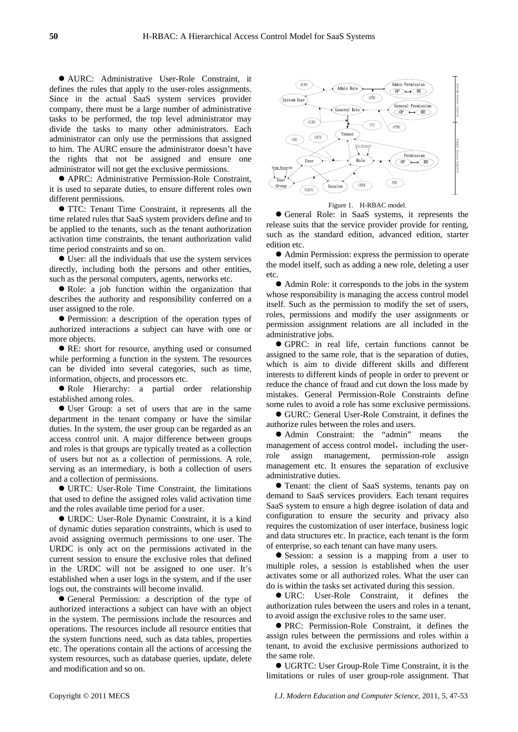- AURC: Administrative User-Role Constraint, it defines the rules that apply to the user-roles assignments. Since in the actual SaaS system services provider company, there must be a large number of administrative tasks to be performed, the top level administrator may divide the tasks to many other administrators. Each administrator can only use the permissions that assigned to him. The AURC ensure the administrator doesn't have the rights that not be assigned and ensure one administrator will not get the exclusive permissions.
- APRC: Administrative Permission-Role Constraint, it is used to separate duties, to ensure different roles own different permissions.
- TTC: Tenant Time Constraint, it represents all the time related rules that SaaS system providers define and to be applied to the tenants, such as the tenant authorization activation time constraints, the tenant authorization valid time period constraints and so on.
- User: all the individuals that use the system services directly, including both the persons and other entities, such as the personal computers, agents, networks etc.
- Role: a job function within the organization that describes the authority and responsibility conferred on a user assigned to the role.
- Permission: a description of the operation types of authorized interactions a subject can have with one or more objects.
- RE: short for resource, anything used or consumed while performing a function in the system. The resources can be divided into several categories, such as time, information, objects, and processors etc.
- Role Hierarchy: a partial order relationship established among roles.
- User Group: a set of users that are in the same department in the tenant company or have the similar duties. In the system, the user group can be regarded as an access control unit. A major difference between groups and roles is that groups are typically treated as a collection of users but not as a collection of permissions. A role, serving as an intermediary, is both a collection of users and a collection of permissions.
- URTC: User-Role Time Constraint, the limitations that used to define the assigned roles valid activation time and the roles available time period for a user.
- URDC: User-Role Dynamic Constraint, it is a kind of dynamic duties separation constraints, which is used to avoid assigning overmuch permissions to one user. The URDC is only act on the permissions activated in the current session to ensure the exclusive roles that defined in the URDC will not be assigned to one user. It's established when a user logs in the system, and if the user logs out, the constraints will become invalid.
- General Permission: a description of the type of authorized interactions a subject can have with an object in the system. The permissions include the resources and operations. The resources include all resource entities that the system functions need, such as data tables, properties etc. The operations contain all the actions of accessing the system resources, such as database queries, update, delete and modification and so on.

Figure 1. H-RBAC model.

- General Role: in SaaS systems, it represents the release suits that the service provider provide for renting, such as the standard edition, advanced edition, starter edition etc.
- Admin Permission: express the permission to operate the model itself, such as adding a new role, deleting a user etc.
- Admin Role: it corresponds to the jobs in the system whose responsibility is managing the access control model itself. Such as the permission to modify the set of users, roles, permissions and modify the user assignments or permission assignment relations are all included in the administrative jobs.
- GPRC: in real life, certain functions cannot be assigned to the same role, that is the separation of duties, which is aim to divide different skills and different interests to different kinds of people in order to prevent or reduce the chance of fraud and cut down the loss made by mistakes. General Permission-Role Constraints define some rules to avoid a role has some exclusive permissions.
- GURC: General User-Role Constraint, it defines the authorize rules between the roles and users.
- Admin Constraint: the "admin" means the management of access control model, including the user-role assign management, permission-role assign management etc. It ensures the separation of exclusive administrative duties.
- Tenant: the client of SaaS systems, tenants pay on demand to SaaS services providers. Each tenant requires SaaS system to ensure a high degree isolation of data and configuration to ensure the security and privacy also requires the customization of user interface, business logic and data structures etc. In practice, each tenant is the form of enterprise, so each tenant can have many users.
- Session: a session is a mapping from a user to multiple roles, a session is established when the user activates some or all authorized roles. What the user can do is within the tasks set activated during this session.
- URC: User-Role Constraint, it defines the authorization rules between the users and roles in a tenant, to avoid assign the exclusive roles to the same user.
- PRC: Permission-Role Constraint, it defines the assign rules between the permissions and roles within a tenant, to avoid the exclusive permissions authorized to the same role.
- UGRTC: User Group-Role Time Constraint, it is the limitations or rules of user group-role assignment. That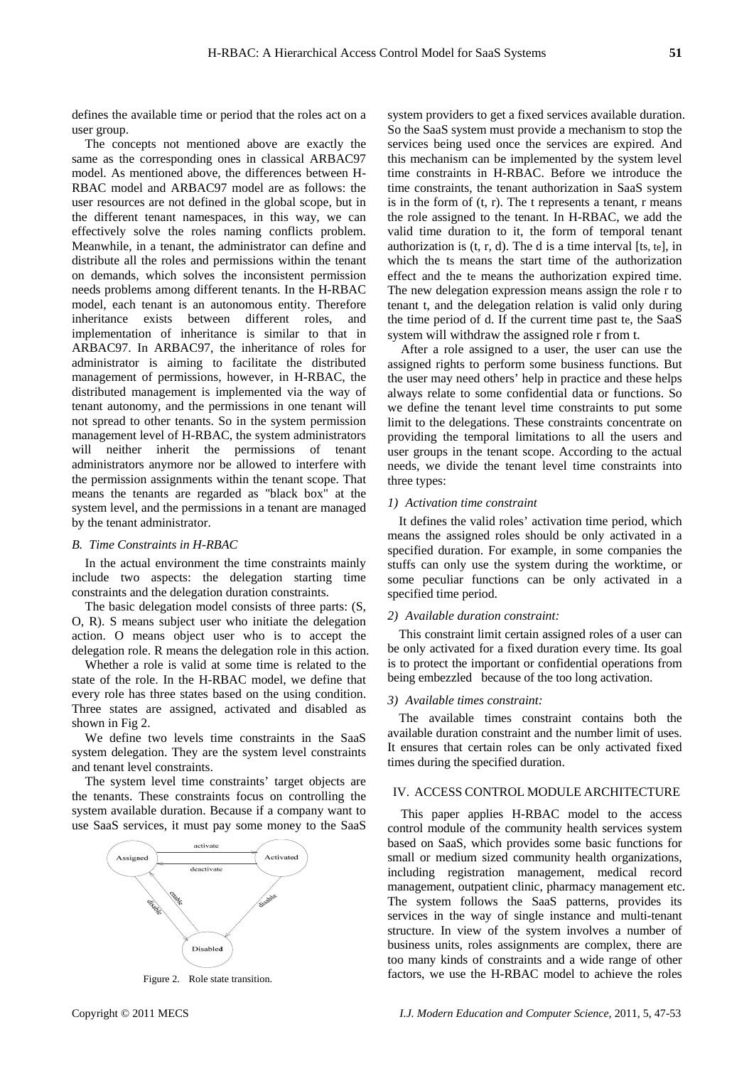defines the available time or period that the roles act on a user group.

The concepts not mentioned above are exactly the same as the corresponding ones in classical ARBAC97 model. As mentioned above, the differences between H-RBAC model and ARBAC97 model are as follows: the user resources are not defined in the global scope, but in the different tenant namespaces, in this way, we can effectively solve the roles naming conflicts problem. Meanwhile, in a tenant, the administrator can define and distribute all the roles and permissions within the tenant on demands, which solves the inconsistent permission needs problems among different tenants. In the H-RBAC model, each tenant is an autonomous entity. Therefore inheritance exists between different roles, and implementation of inheritance is similar to that in ARBAC97. In ARBAC97, the inheritance of roles for administrator is aiming to facilitate the distributed management of permissions, however, in H-RBAC, the distributed management is implemented via the way of tenant autonomy, and the permissions in one tenant will not spread to other tenants. So in the system permission management level of H-RBAC, the system administrators will neither inherit the permissions of tenant administrators anymore nor be allowed to interfere with the permission assignments within the tenant scope. That means the tenants are regarded as "black box" at the system level, and the permissions in a tenant are managed by the tenant administrator.

### *B. Time Constraints in H-RBAC*

In the actual environment the time constraints mainly include two aspects: the delegation starting time constraints and the delegation duration constraints.

The basic delegation model consists of three parts: (S, O, R). S means subject user who initiate the delegation action. O means object user who is to accept the delegation role. R means the delegation role in this action.

Whether a role is valid at some time is related to the state of the role. In the H-RBAC model, we define that every role has three states based on the using condition. Three states are assigned, activated and disabled as shown in Fig 2.

We define two levels time constraints in the SaaS system delegation. They are the system level constraints and tenant level constraints.

The system level time constraints' target objects are the tenants. These constraints focus on controlling the system available duration. Because if a company want to use SaaS services, it must pay some money to the SaaS system providers to get a fixed services available duration. So the SaaS system must provide a mechanism to stop the services being used once the services are expired. And this mechanism can be implemented by the system level time constraints in H-RBAC. Before we introduce the time constraints, the tenant authorization in SaaS system is in the form of (t, r). The t represents a tenant, r means the role assigned to the tenant. In H-RBAC, we add the valid time duration to it, the form of temporal tenant authorization is (t, r, d). The d is a time interval [$t_s$, $t_e$], in which the $t_s$ means the start time of the authorization effect and the $t_e$ means the authorization expired time. The new delegation expression means assign the role r to tenant t, and the delegation relation is valid only during the time period of d. If the current time past $t_e$, the SaaS system will withdraw the assigned role r from t.

Figure 2. Role state transition.

After a role assigned to a user, the user can use the assigned rights to perform some business functions. But the user may need others' help in practice and these helps always relate to some confidential data or functions. So we define the tenant level time constraints to put some limit to the delegations. These constraints concentrate on providing the temporal limitations to all the users and user groups in the tenant scope. According to the actual needs, we divide the tenant level time constraints into three types:

#### *1) Activation time constraint*

It defines the valid roles' activation time period, which means the assigned roles should be only activated in a specified duration. For example, in some companies the stuffs can only use the system during the worktime, or some peculiar functions can be only activated in a specified time period.

#### *2) Available duration constraint:*

This constraint limit certain assigned roles of a user can be only activated for a fixed duration every time. Its goal is to protect the important or confidential operations from being embezzled because of the too long activation.

#### *3) Available times constraint:*

The available times constraint contains both the available duration constraint and the number limit of uses. It ensures that certain roles can be only activated fixed times during the specified duration.

## IV. ACCESS CONTROL MODULE ARCHITECTURE

This paper applies H-RBAC model to the access control module of the community health services system based on SaaS, which provides some basic functions for small or medium sized community health organizations, including registration management, medical record management, outpatient clinic, pharmacy management etc. The system follows the SaaS patterns, provides its services in the way of single instance and multi-tenant structure. In view of the system involves a number of business units, roles assignments are complex, there are too many kinds of constraints and a wide range of other factors, we use the H-RBAC model to achieve the roles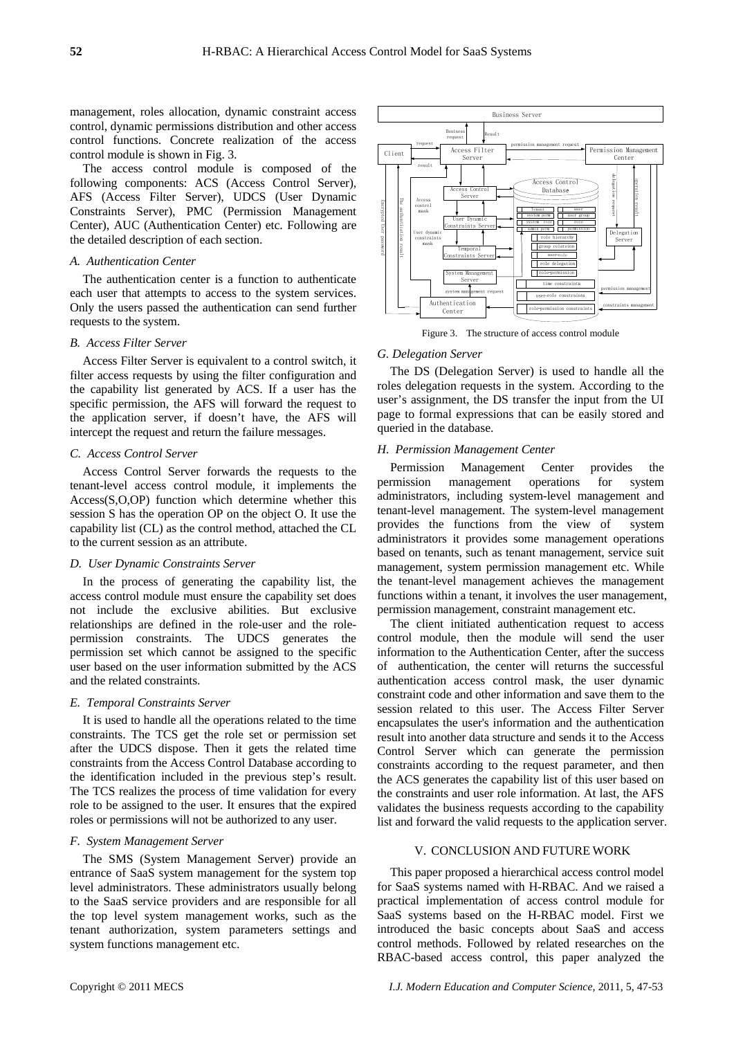management, roles allocation, dynamic constraint access control, dynamic permissions distribution and other access control functions. Concrete realization of the access control module is shown in Fig. 3.

The access control module is composed of the following components: ACS (Access Control Server), AFS (Access Filter Server), UDCS (User Dynamic Constraints Server), PMC (Permission Management Center), AUC (Authentication Center) etc. Following are the detailed description of each section.

### *A. Authentication Center*

The authentication center is a function to authenticate each user that attempts to access to the system services. Only the users passed the authentication can send further requests to the system.

### *B. Access Filter Server*

Access Filter Server is equivalent to a control switch, it filter access requests by using the filter configuration and the capability list generated by ACS. If a user has the specific permission, the AFS will forward the request to the application server, if doesn't have, the AFS will intercept the request and return the failure messages.

### *C. Access Control Server*

Access Control Server forwards the requests to the tenant-level access control module, it implements the Access(S,O,OP) function which determine whether this session S has the operation OP on the object O. It use the capability list (CL) as the control method, attached the CL to the current session as an attribute.

### *D. User Dynamic Constraints Server*

In the process of generating the capability list, the access control module must ensure the capability set does not include the exclusive abilities. But exclusive relationships are defined in the role-user and the role-permission constraints. The UDCS generates the permission set which cannot be assigned to the specific user based on the user information submitted by the ACS and the related constraints.

### *E. Temporal Constraints Server*

It is used to handle all the operations related to the time constraints. The TCS get the role set or permission set after the UDCS dispose. Then it gets the related time constraints from the Access Control Database according to the identification included in the previous step's result. The TCS realizes the process of time validation for every role to be assigned to the user. It ensures that the expired roles or permissions will not be authorized to any user.

### *F. System Management Server*

The SMS (System Management Server) provide an entrance of SaaS system management for the system top level administrators. These administrators usually belong to the SaaS service providers and are responsible for all the top level system management works, such as the tenant authorization, system parameters settings and system functions management etc.

Figure 3. The structure of access control module

### *G. Delegation Server*

The DS (Delegation Server) is used to handle all the roles delegation requests in the system. According to the user's assignment, the DS transfer the input from the UI page to formal expressions that can be easily stored and queried in the database.

### *H. Permission Management Center*

Permission Management Center provides the permission management operations for system administrators, including system-level management and tenant-level management. The system-level management provides the functions from the view of system administrators it provides some management operations based on tenants, such as tenant management, service suit management, system permission management etc. While the tenant-level management achieves the management functions within a tenant, it involves the user management, permission management, constraint management etc.

The client initiated authentication request to access control module, then the module will send the user information to the Authentication Center, after the success of authentication, the center will returns the successful authentication access control mask, the user dynamic constraint code and other information and save them to the session related to this user. The Access Filter Server encapsulates the user's information and the authentication result into another data structure and sends it to the Access Control Server which can generate the permission constraints according to the request parameter, and then the ACS generates the capability list of this user based on the constraints and user role information. At last, the AFS validates the business requests according to the capability list and forward the valid requests to the application server.

## V. CONCLUSION AND FUTURE WORK

This paper proposed a hierarchical access control model for SaaS systems named with H-RBAC. And we raised a practical implementation of access control module for SaaS systems based on the H-RBAC model. First we introduced the basic concepts about SaaS and access control methods. Followed by related researches on the RBAC-based access control, this paper analyzed the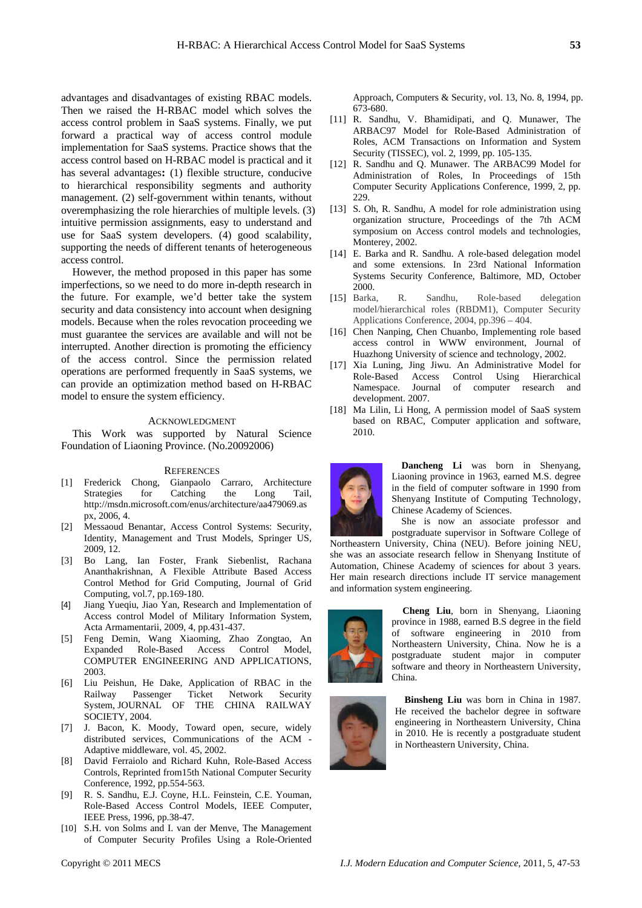advantages and disadvantages of existing RBAC models. Then we raised the H-RBAC model which solves the access control problem in SaaS systems. Finally, we put forward a practical way of access control module implementation for SaaS systems. Practice shows that the access control based on H-RBAC model is practical and it has several advantages**:** (1) flexible structure, conducive to hierarchical responsibility segments and authority management. (2) self-government within tenants, without overemphasizing the role hierarchies of multiple levels. (3) intuitive permission assignments, easy to understand and use for SaaS system developers. (4) good scalability, supporting the needs of different tenants of heterogeneous access control.

However, the method proposed in this paper has some imperfections, so we need to do more in-depth research in the future. For example, we'd better take the system security and data consistency into account when designing models. Because when the roles revocation proceeding we must guarantee the services are available and will not be interrupted. Another direction is promoting the efficiency of the access control. Since the permission related operations are performed frequently in SaaS systems, we can provide an optimization method based on H-RBAC model to ensure the system efficiency.

## ACKNOWLEDGMENT

This Work was supported by Natural Science Foundation of Liaoning Province. (No.20092006)

## REFERENCES

[1] Frederick Chong, Gianpaolo Carraro, Architecture Strategies for Catching the Long Tail, http://msdn.microsoft.com/enus/architecture/aa479069.aspx, 2006, 4.

[2] Messaoud Benantar, Access Control Systems: Security, Identity, Management and Trust Models, Springer US, 2009, 12.

[3] Bo Lang, Ian Foster, Frank Siebenlist, Rachana Ananthakrishnan, A Flexible Attribute Based Access Control Method for Grid Computing, Journal of Grid Computing, vol.7, pp.169-180.

[4] Jiang Yueqiu, Jiao Yan, Research and Implementation of Access control Model of Military Information System, Acta Armamentarii, 2009, 4, pp.431-437.

[5] Feng Demin, Wang Xiaoming, Zhao Zongtao, An Expanded Role-Based Access Control Model, COMPUTER ENGINEERING AND APPLICATIONS, 2003.

[6] Liu Peishun, He Dake, Application of RBAC in the Railway Passenger Ticket Network Security System, JOURNAL OF THE CHINA RAILWAY SOCIETY, 2004.

[7] J. Bacon, K. Moody, Toward open, secure, widely distributed services, Communications of the ACM - Adaptive middleware, vol. 45, 2002.

[8] David Ferraiolo and Richard Kuhn, Role-Based Access Controls, Reprinted from15th National Computer Security Conference, 1992, pp.554-563.

[9] R. S. Sandhu, E.J. Coyne, H.L. Feinstein, C.E. Youman, Role-Based Access Control Models, IEEE Computer, IEEE Press, 1996, pp.38-47.

[10] S.H. von Solms and I. van der Menve, The Management of Computer Security Profiles Using a Role-Oriented Approach, Computers & Security, vol. 13, No. 8, 1994, pp. 673-680.

[11] R. Sandhu, V. Bhamidipati, and Q. Munawer, The ARBAC97 Model for Role-Based Administration of Roles, ACM Transactions on Information and System Security (TISSEC), vol. 2, 1999, pp. 105-135.

[12] R. Sandhu and Q. Munawer. The ARBAC99 Model for Administration of Roles, In Proceedings of 15th Computer Security Applications Conference, 1999, 2, pp. 229.

[13] S. Oh, R. Sandhu, A model for role administration using organization structure, Proceedings of the 7th ACM symposium on Access control models and technologies, Monterey, 2002.

[14] E. Barka and R. Sandhu. A role-based delegation model and some extensions. In 23rd National Information Systems Security Conference, Baltimore, MD, October 2000.

[15] Barka, R. Sandhu, Role-based delegation model/hierarchical roles (RBDM1), Computer Security Applications Conference, 2004, pp.396 – 404.

[16] Chen Nanping, Chen Chuanbo, Implementing role based access control in WWW environment, Journal of Huazhong University of science and technology, 2002.

[17] Xia Luning, Jing Jiwu. An Administrative Model for Role-Based Access Control Using Hierarchical Namespace. Journal of computer research and development. 2007.

[18] Ma Lilin, Li Hong, A permission model of SaaS system based on RBAC, Computer application and software, 2010.

**Dancheng Li** was born in Shenyang, Liaoning province in 1963, earned M.S. degree in the field of computer software in 1990 from Shenyang Institute of Computing Technology, Chinese Academy of Sciences.

She is now an associate professor and postgraduate supervisor in Software College of Northeastern University, China (NEU). Before joining NEU, she was an associate research fellow in Shenyang Institute of Automation, Chinese Academy of sciences for about 3 years. Her main research directions include IT service management and information system engineering.

**Cheng Liu**, born in Shenyang, Liaoning province in 1988, earned B.S degree in the field of software engineering in 2010 from Northeastern University, China. Now he is a postgraduate student major in computer software and theory in Northeastern University, China.

**Binsheng Liu** was born in China in 1987. He received the bachelor degree in software engineering in Northeastern University, China in 2010. He is recently a postgraduate student in Northeastern University, China.